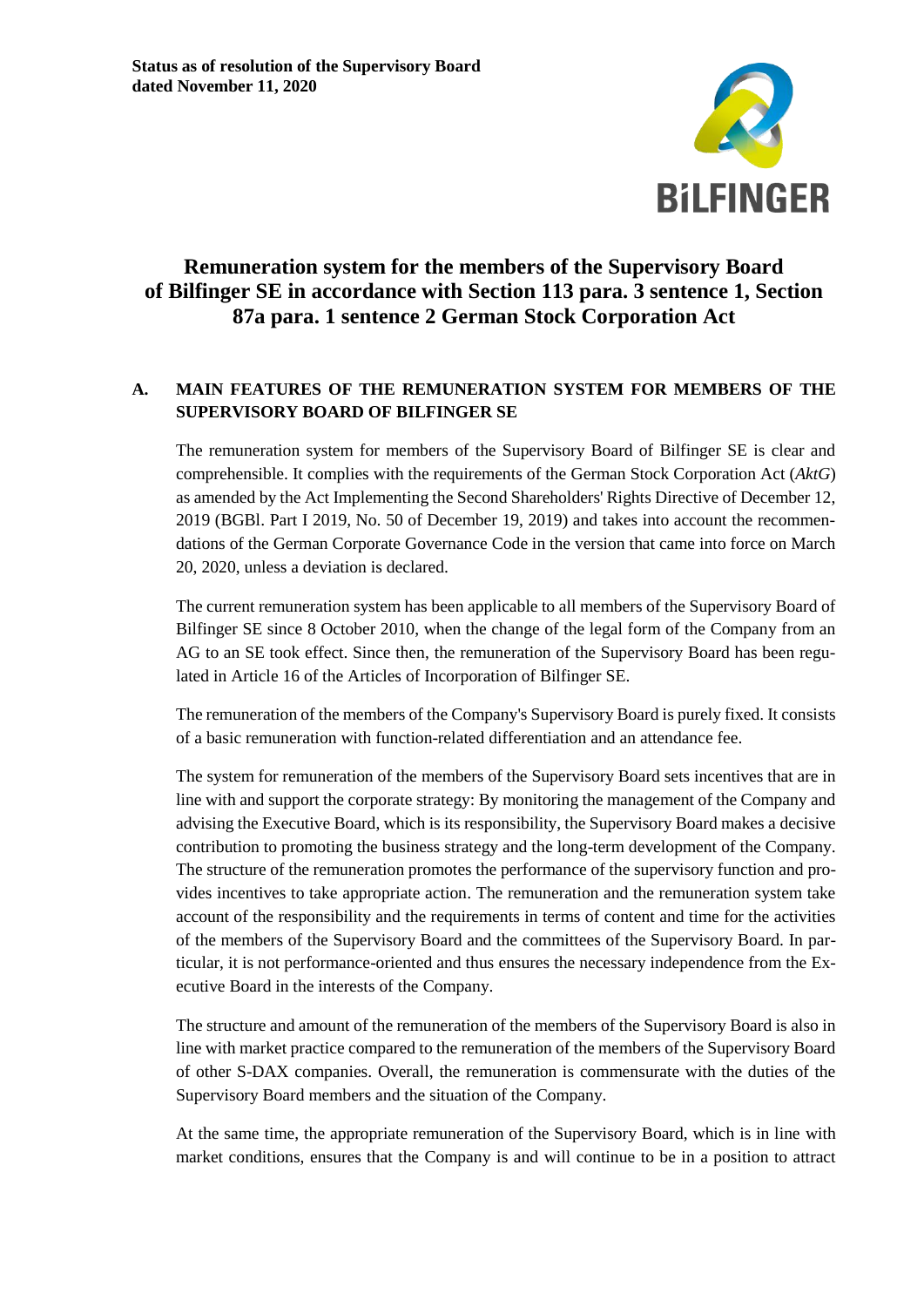**Status as of resolution of the Supervisory Board dated November 11, 2020**

# Remuneration system for the members of the Supervisory Board of Bilfinger SE in accordance with Section 113 para. 3 sentence 1, Section 87a para. 1 sentence 2 German Stock Corporation Act

## A. MAIN FEATURES OF THE REMUNERATION SYSTEM FOR MEMBERS OF THE SUPERVISORY BOARD OF BILFINGER SE

The remuneration system for members of the Supervisory Board of Bilfinger SE is clear and comprehensible. It complies with the requirements of the German Stock Corporation Act (*AktG*) as amended by the Act Implementing the Second Shareholders' Rights Directive of December 12, 2019 (BGBl. Part I 2019, No. 50 of December 19, 2019) and takes into account the recommendations of the German Corporate Governance Code in the version that came into force on March 20, 2020, unless a deviation is declared.

The current remuneration system has been applicable to all members of the Supervisory Board of Bilfinger SE since 8 October 2010, when the change of the legal form of the Company from an AG to an SE took effect. Since then, the remuneration of the Supervisory Board has been regulated in Article 16 of the Articles of Incorporation of Bilfinger SE.

The remuneration of the members of the Company's Supervisory Board is purely fixed. It consists of a basic remuneration with function-related differentiation and an attendance fee.

The system for remuneration of the members of the Supervisory Board sets incentives that are in line with and support the corporate strategy: By monitoring the management of the Company and advising the Executive Board, which is its responsibility, the Supervisory Board makes a decisive contribution to promoting the business strategy and the long-term development of the Company. The structure of the remuneration promotes the performance of the supervisory function and provides incentives to take appropriate action. The remuneration and the remuneration system take account of the responsibility and the requirements in terms of content and time for the activities of the members of the Supervisory Board and the committees of the Supervisory Board. In particular, it is not performance-oriented and thus ensures the necessary independence from the Executive Board in the interests of the Company.

The structure and amount of the remuneration of the members of the Supervisory Board is also in line with market practice compared to the remuneration of the members of the Supervisory Board of other S-DAX companies. Overall, the remuneration is commensurate with the duties of the Supervisory Board members and the situation of the Company.

At the same time, the appropriate remuneration of the Supervisory Board, which is in line with market conditions, ensures that the Company is and will continue to be in a position to attract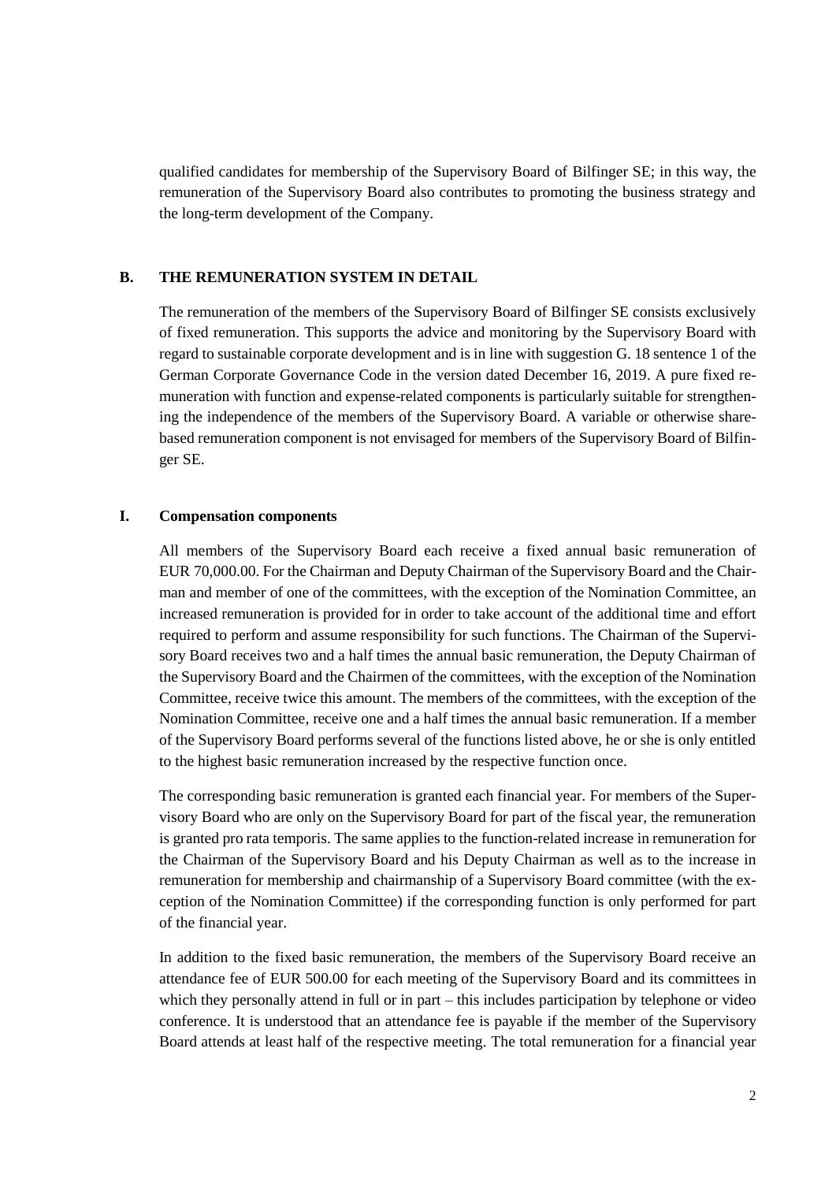qualified candidates for membership of the Supervisory Board of Bilfinger SE; in this way, the remuneration of the Supervisory Board also contributes to promoting the business strategy and the long-term development of the Company.

## B. THE REMUNERATION SYSTEM IN DETAIL

The remuneration of the members of the Supervisory Board of Bilfinger SE consists exclusively of fixed remuneration. This supports the advice and monitoring by the Supervisory Board with regard to sustainable corporate development and is in line with suggestion G. 18 sentence 1 of the German Corporate Governance Code in the version dated December 16, 2019. A pure fixed remuneration with function and expense-related components is particularly suitable for strengthening the independence of the members of the Supervisory Board. A variable or otherwise share-based remuneration component is not envisaged for members of the Supervisory Board of Bilfinger SE.

### I. Compensation components

All members of the Supervisory Board each receive a fixed annual basic remuneration of EUR 70,000.00. For the Chairman and Deputy Chairman of the Supervisory Board and the Chairman and member of one of the committees, with the exception of the Nomination Committee, an increased remuneration is provided for in order to take account of the additional time and effort required to perform and assume responsibility for such functions. The Chairman of the Supervisory Board receives two and a half times the annual basic remuneration, the Deputy Chairman of the Supervisory Board and the Chairmen of the committees, with the exception of the Nomination Committee, receive twice this amount. The members of the committees, with the exception of the Nomination Committee, receive one and a half times the annual basic remuneration. If a member of the Supervisory Board performs several of the functions listed above, he or she is only entitled to the highest basic remuneration increased by the respective function once.

The corresponding basic remuneration is granted each financial year. For members of the Supervisory Board who are only on the Supervisory Board for part of the fiscal year, the remuneration is granted pro rata temporis. The same applies to the function-related increase in remuneration for the Chairman of the Supervisory Board and his Deputy Chairman as well as to the increase in remuneration for membership and chairmanship of a Supervisory Board committee (with the exception of the Nomination Committee) if the corresponding function is only performed for part of the financial year.

In addition to the fixed basic remuneration, the members of the Supervisory Board receive an attendance fee of EUR 500.00 for each meeting of the Supervisory Board and its committees in which they personally attend in full or in part – this includes participation by telephone or video conference. It is understood that an attendance fee is payable if the member of the Supervisory Board attends at least half of the respective meeting. The total remuneration for a financial year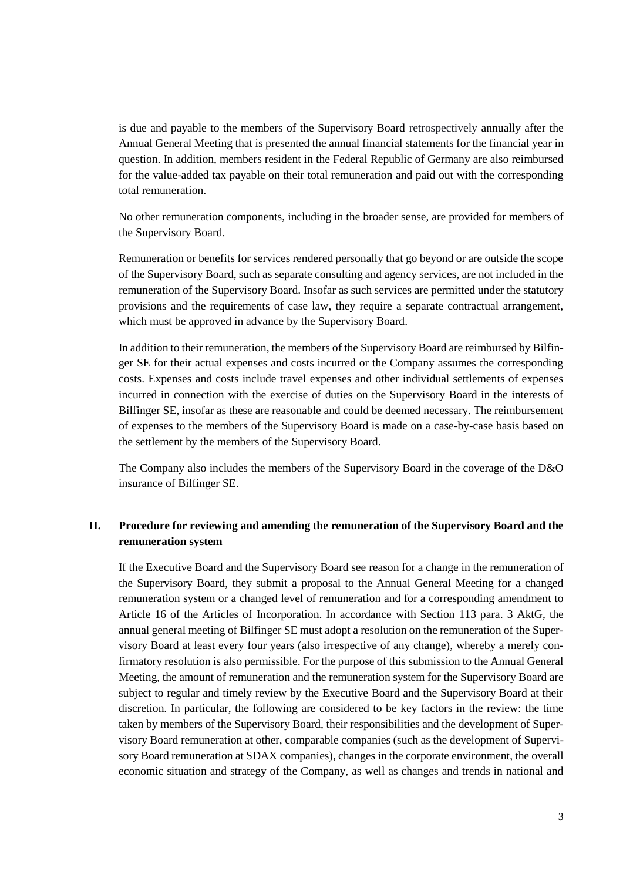is due and payable to the members of the Supervisory Board retrospectively annually after the Annual General Meeting that is presented the annual financial statements for the financial year in question. In addition, members resident in the Federal Republic of Germany are also reimbursed for the value-added tax payable on their total remuneration and paid out with the corresponding total remuneration.

No other remuneration components, including in the broader sense, are provided for members of the Supervisory Board.

Remuneration or benefits for services rendered personally that go beyond or are outside the scope of the Supervisory Board, such as separate consulting and agency services, are not included in the remuneration of the Supervisory Board. Insofar as such services are permitted under the statutory provisions and the requirements of case law, they require a separate contractual arrangement, which must be approved in advance by the Supervisory Board.

In addition to their remuneration, the members of the Supervisory Board are reimbursed by Bilfinger SE for their actual expenses and costs incurred or the Company assumes the corresponding costs. Expenses and costs include travel expenses and other individual settlements of expenses incurred in connection with the exercise of duties on the Supervisory Board in the interests of Bilfinger SE, insofar as these are reasonable and could be deemed necessary. The reimbursement of expenses to the members of the Supervisory Board is made on a case-by-case basis based on the settlement by the members of the Supervisory Board.

The Company also includes the members of the Supervisory Board in the coverage of the D&O insurance of Bilfinger SE.

## II. Procedure for reviewing and amending the remuneration of the Supervisory Board and the remuneration system

If the Executive Board and the Supervisory Board see reason for a change in the remuneration of the Supervisory Board, they submit a proposal to the Annual General Meeting for a changed remuneration system or a changed level of remuneration and for a corresponding amendment to Article 16 of the Articles of Incorporation. In accordance with Section 113 para. 3 AktG, the annual general meeting of Bilfinger SE must adopt a resolution on the remuneration of the Supervisory Board at least every four years (also irrespective of any change), whereby a merely confirmatory resolution is also permissible. For the purpose of this submission to the Annual General Meeting, the amount of remuneration and the remuneration system for the Supervisory Board are subject to regular and timely review by the Executive Board and the Supervisory Board at their discretion. In particular, the following are considered to be key factors in the review: the time taken by members of the Supervisory Board, their responsibilities and the development of Supervisory Board remuneration at other, comparable companies (such as the development of Supervisory Board remuneration at SDAX companies), changes in the corporate environment, the overall economic situation and strategy of the Company, as well as changes and trends in national and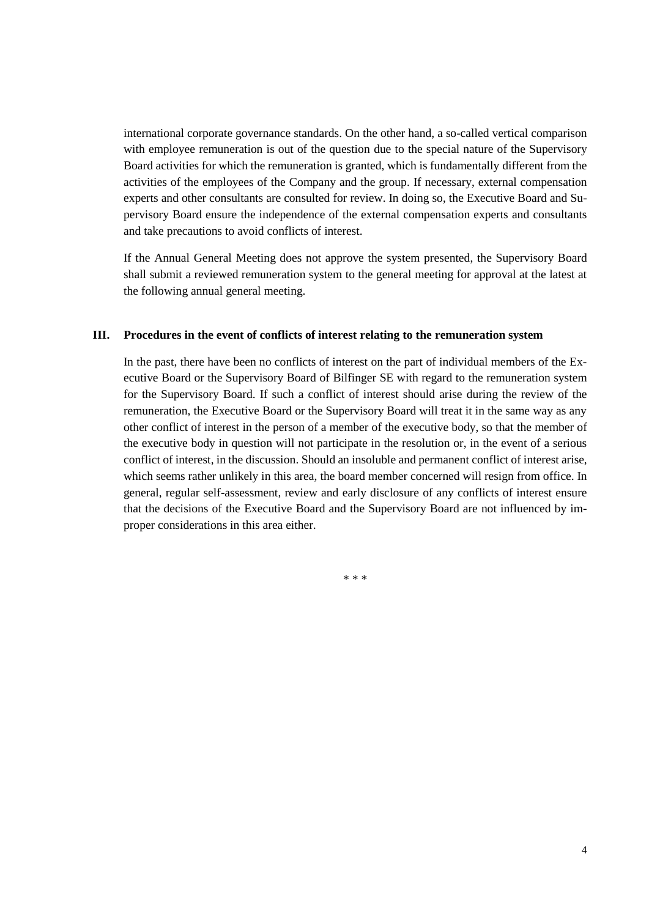international corporate governance standards. On the other hand, a so-called vertical comparison with employee remuneration is out of the question due to the special nature of the Supervisory Board activities for which the remuneration is granted, which is fundamentally different from the activities of the employees of the Company and the group. If necessary, external compensation experts and other consultants are consulted for review. In doing so, the Executive Board and Supervisory Board ensure the independence of the external compensation experts and consultants and take precautions to avoid conflicts of interest.

If the Annual General Meeting does not approve the system presented, the Supervisory Board shall submit a reviewed remuneration system to the general meeting for approval at the latest at the following annual general meeting.

## III. Procedures in the event of conflicts of interest relating to the remuneration system

In the past, there have been no conflicts of interest on the part of individual members of the Executive Board or the Supervisory Board of Bilfinger SE with regard to the remuneration system for the Supervisory Board. If such a conflict of interest should arise during the review of the remuneration, the Executive Board or the Supervisory Board will treat it in the same way as any other conflict of interest in the person of a member of the executive body, so that the member of the executive body in question will not participate in the resolution or, in the event of a serious conflict of interest, in the discussion. Should an insoluble and permanent conflict of interest arise, which seems rather unlikely in this area, the board member concerned will resign from office. In general, regular self-assessment, review and early disclosure of any conflicts of interest ensure that the decisions of the Executive Board and the Supervisory Board are not influenced by improper considerations in this area either.

* * *